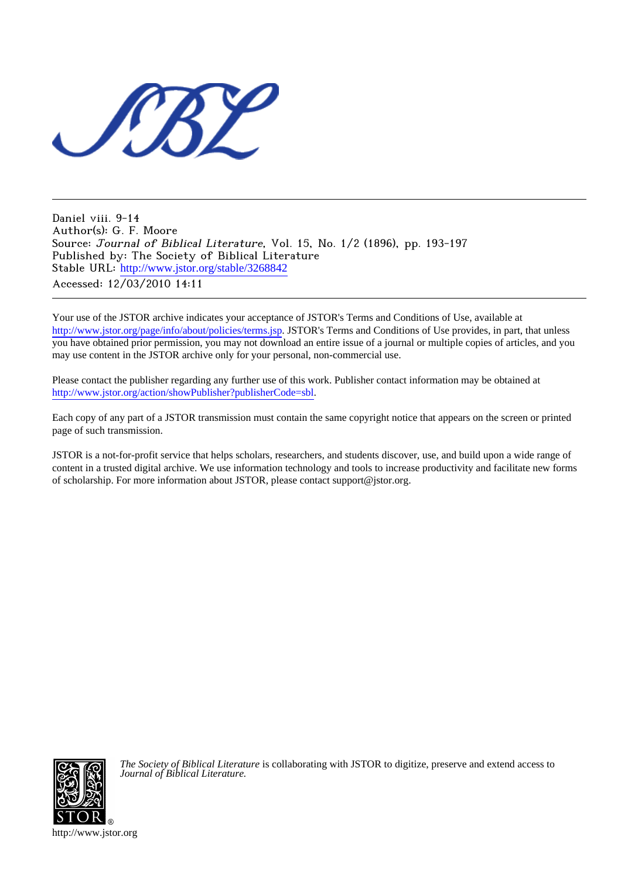Daniel viii. 9-14
Author(s): G. F. Moore
Source: *Journal of Biblical Literature*, Vol. 15, No. 1/2 (1896), pp. 193-197
Published by: The Society of Biblical Literature
Stable URL: http://www.jstor.org/stable/3268842
Accessed: 12/03/2010 14:11

---

Your use of the JSTOR archive indicates your acceptance of JSTOR's Terms and Conditions of Use, available at http://www.jstor.org/page/info/about/policies/terms.jsp. JSTOR's Terms and Conditions of Use provides, in part, that unless you have obtained prior permission, you may not download an entire issue of a journal or multiple copies of articles, and you may use content in the JSTOR archive only for your personal, non-commercial use.

Please contact the publisher regarding any further use of this work. Publisher contact information may be obtained at http://www.jstor.org/action/showPublisher?publisherCode=sbl.

Each copy of any part of a JSTOR transmission must contain the same copyright notice that appears on the screen or printed page of such transmission.

JSTOR is a not-for-profit service that helps scholars, researchers, and students discover, use, and build upon a wide range of content in a trusted digital archive. We use information technology and tools to increase productivity and facilitate new forms of scholarship. For more information about JSTOR, please contact support@jstor.org.

*The Society of Biblical Literature* is collaborating with JSTOR to digitize, preserve and extend access to *Journal of Biblical Literature.*

http://www.jstor.org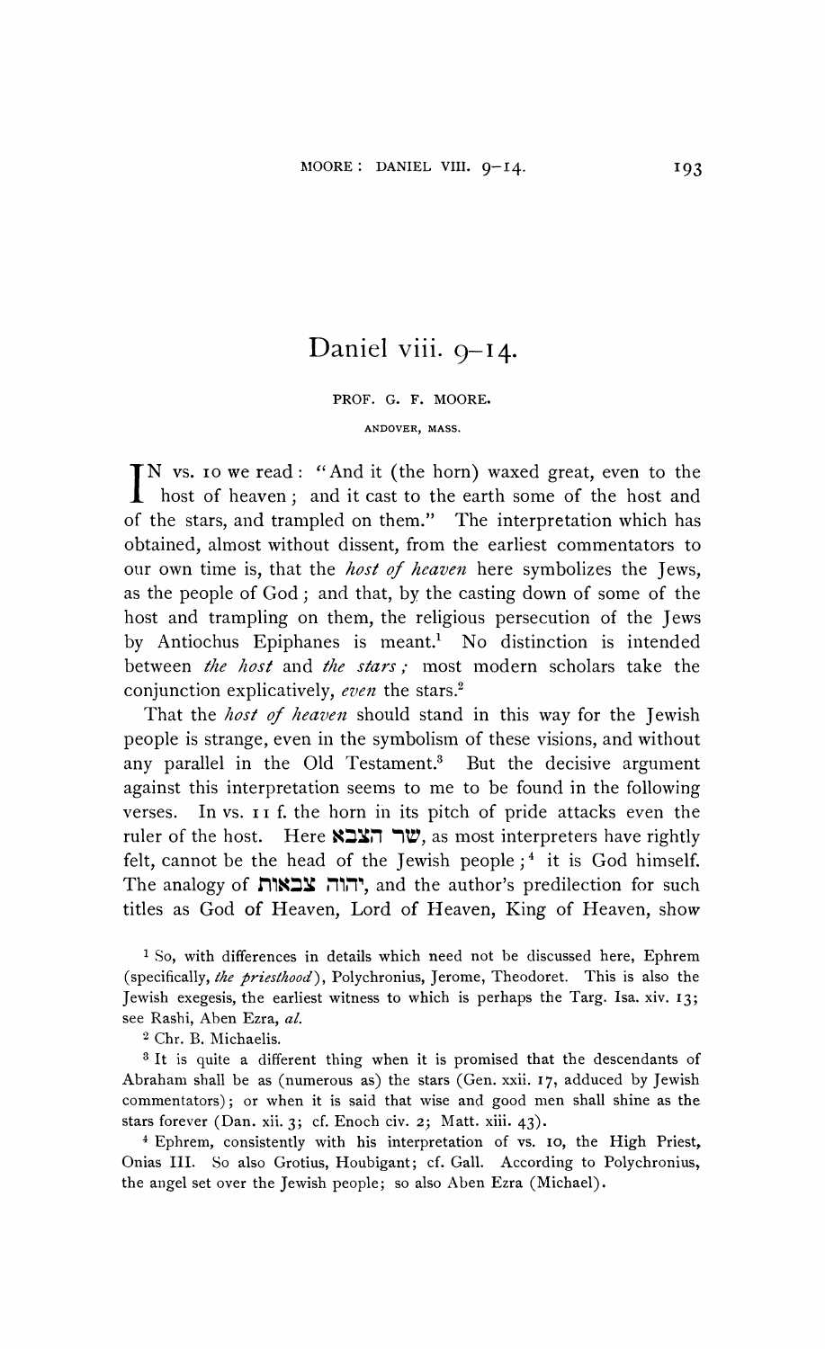# Daniel viii. 9–14.

PROF. G. F. MOORE.

ANDOVER, MASS.

IN vs. 10 we read: "And it (the horn) waxed great, even to the host of heaven; and it cast to the earth some of the host and of the stars, and trampled on them." The interpretation which has obtained, almost without dissent, from the earliest commentators to our own time is, that the *host of heaven* here symbolizes the Jews, as the people of God; and that, by the casting down of some of the host and trampling on them, the religious persecution of the Jews by Antiochus Epiphanes is meant.[1] No distinction is intended between *the host* and *the stars;* most modern scholars take the conjunction explicatively, *even* the stars.[2]

That the *host of heaven* should stand in this way for the Jewish people is strange, even in the symbolism of these visions, and without any parallel in the Old Testament.[3] But the decisive argument against this interpretation seems to me to be found in the following verses. In vs. 11 f. the horn in its pitch of pride attacks even the ruler of the host. Here שר הצבא, as most interpreters have rightly felt, cannot be the head of the Jewish people;[4] it is God himself. The analogy of יהוה צבאות, and the author's predilection for such titles as God of Heaven, Lord of Heaven, King of Heaven, show

[1] So, with differences in details which need not be discussed here, Ephrem (specifically, *the priesthood*), Polychronius, Jerome, Theodoret. This is also the Jewish exegesis, the earliest witness to which is perhaps the Targ. Isa. xiv. 13; see Rashi, Aben Ezra, *al.*

[2] Chr. B. Michaelis.

[3] It is quite a different thing when it is promised that the descendants of Abraham shall be as (numerous as) the stars (Gen. xxii. 17, adduced by Jewish commentators); or when it is said that wise and good men shall shine as the stars forever (Dan. xii. 3; cf. Enoch civ. 2; Matt. xiii. 43).

[4] Ephrem, consistently with his interpretation of vs. 10, the High Priest, Onias III. So also Grotius, Houbigant; cf. Gall. According to Polychronius, the angel set over the Jewish people; so also Aben Ezra (Michael).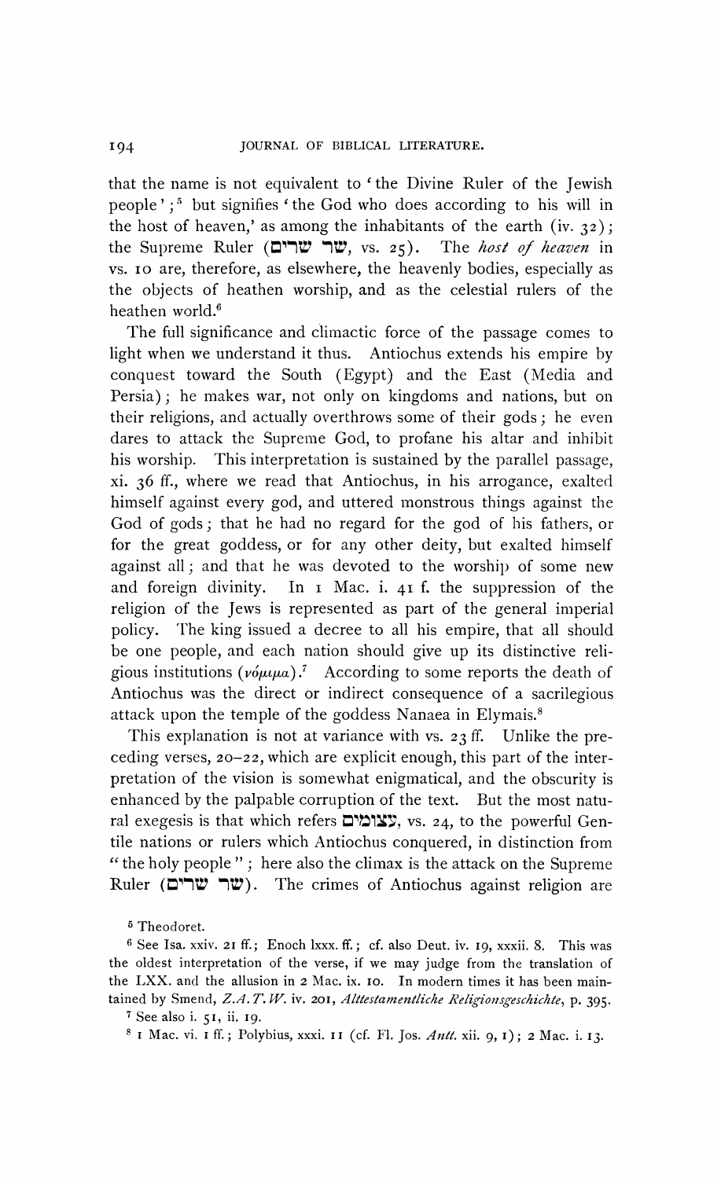that the name is not equivalent to 'the Divine Ruler of the Jewish people';[5] but signifies 'the God who does according to his will in the host of heaven,' as among the inhabitants of the earth (iv. 32); the Supreme Ruler (שר שרים, vs. 25). The *host of heaven* in vs. 10 are, therefore, as elsewhere, the heavenly bodies, especially as the objects of heathen worship, and as the celestial rulers of the heathen world.[6]

The full significance and climactic force of the passage comes to light when we understand it thus. Antiochus extends his empire by conquest toward the South (Egypt) and the East (Media and Persia); he makes war, not only on kingdoms and nations, but on their religions, and actually overthrows some of their gods; he even dares to attack the Supreme God, to profane his altar and inhibit his worship. This interpretation is sustained by the parallel passage, xi. 36 ff., where we read that Antiochus, in his arrogance, exalted himself against every god, and uttered monstrous things against the God of gods; that he had no regard for the god of his fathers, or for the great goddess, or for any other deity, but exalted himself against all; and that he was devoted to the worship of some new and foreign divinity. In 1 Mac. i. 41 f. the suppression of the religion of the Jews is represented as part of the general imperial policy. The king issued a decree to all his empire, that all should be one people, and each nation should give up its distinctive religious institutions (νόμιμα).[7] According to some reports the death of Antiochus was the direct or indirect consequence of a sacrilegious attack upon the temple of the goddess Nanaea in Elymais.[8]

This explanation is not at variance with vs. 23 ff. Unlike the preceding verses, 20–22, which are explicit enough, this part of the interpretation of the vision is somewhat enigmatical, and the obscurity is enhanced by the palpable corruption of the text. But the most natural exegesis is that which refers עצומים, vs. 24, to the powerful Gentile nations or rulers which Antiochus conquered, in distinction from "the holy people"; here also the climax is the attack on the Supreme Ruler (שר שרים). The crimes of Antiochus against religion are

[5] Theodoret.

[6] See Isa. xxiv. 21 ff.; Enoch lxxx. ff.; cf. also Deut. iv. 19, xxxii. 8. This was the oldest interpretation of the verse, if we may judge from the translation of the LXX. and the allusion in 2 Mac. ix. 10. In modern times it has been maintained by Smend, *Z.A.T.W.* iv. 201, *Alttestamentliche Religionsgeschichte*, p. 395.

[7] See also i. 51, ii. 19.

[8] 1 Mac. vi. 1 ff.; Polybius, xxxi. 11 (cf. Fl. Jos. *Antt.* xii. 9, 1); 2 Mac. i. 13.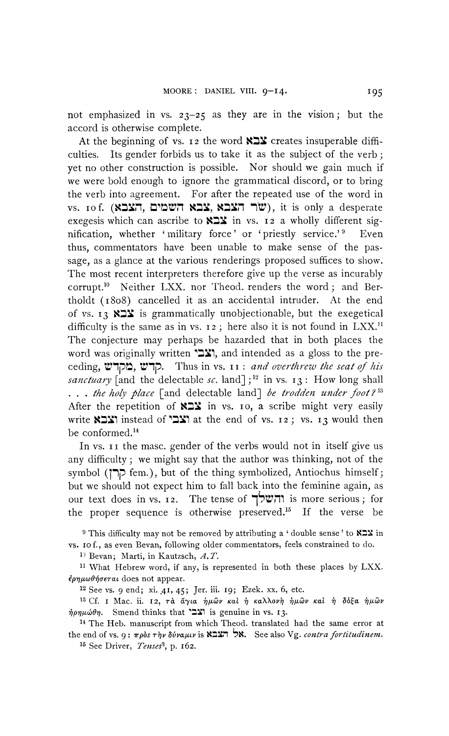not emphasized in vs. 23–25 as they are in the vision; but the accord is otherwise complete.

At the beginning of vs. 12 the word צבא creates insuperable difficulties. Its gender forbids us to take it as the subject of the verb; yet no other construction is possible. Nor should we gain much if we were bold enough to ignore the grammatical discord, or to bring the verb into agreement. For after the repeated use of the word in vs. 10 f. (שׂר הצבא, צבא השמים, הצבא), it is only a desperate exegesis which can ascribe to צבא in vs. 12 a wholly different signification, whether 'military force' or 'priestly service.'[9] Even thus, commentators have been unable to make sense of the passage, as a glance at the various renderings proposed suffices to show. The most recent interpreters therefore give up the verse as incurably corrupt.[10] Neither LXX. nor Theod. renders the word; and Bertholdt (1808) cancelled it as an accidental intruder. At the end of vs. 13 צבא is grammatically unobjectionable, but the exegetical difficulty is the same as in vs. 12; here also it is not found in LXX.[11] The conjecture may perhaps be hazarded that in both places the word was originally written וצבי, and intended as a gloss to the preceding, מקדש, קדש. Thus in vs. 11: *and overthrew the seat of his sanctuary* [and the delectable *sc.* land];[12] in vs. 13: How long shall . . . *the holy place* [and delectable land] *be trodden under foot?*[13] After the repetition of צבא in vs. 10, a scribe might very easily write וצבא instead of וצבי at the end of vs. 12; vs. 13 would then be conformed.[14]

In vs. 11 the masc. gender of the verbs would not in itself give us any difficulty; we might say that the author was thinking, not of the symbol (קרן fem.), but of the thing symbolized, Antiochus himself; but we should not expect him to fall back into the feminine again, as our text does in vs. 12. The tense of והשלך is more serious; for the proper sequence is otherwise preserved.[15] If the verse be

---

[9] This difficulty may not be removed by attributing a 'double sense' to צבא in vs. 10 f., as even Bevan, following older commentators, feels constrained to do.

[10] Bevan; Marti, in Kautzsch, *A.T.*

[11] What Hebrew word, if any, is represented in both these places by LXX. ἐρημωθήσεται does not appear.

[12] See vs. 9 end; xi. 41, 45; Jer. iii. 19; Ezek. xx. 6, etc.

[13] Cf. 1 Mac. ii. 12, τὰ ἅγια ἡμῶν καὶ ἡ καλλονὴ ἡμῶν καὶ ἡ δόξα ἡμῶν ἠρημώθη. Smend thinks that וצבי is genuine in vs. 13.

[14] The Heb. manuscript from which Theod. translated had the same error at the end of vs. 9: πρὸς τὴν δύναμιν is אל הצבא. See also Vg. *contra fortitudinem*.

[15] See Driver, *Tenses*[3], p. 162.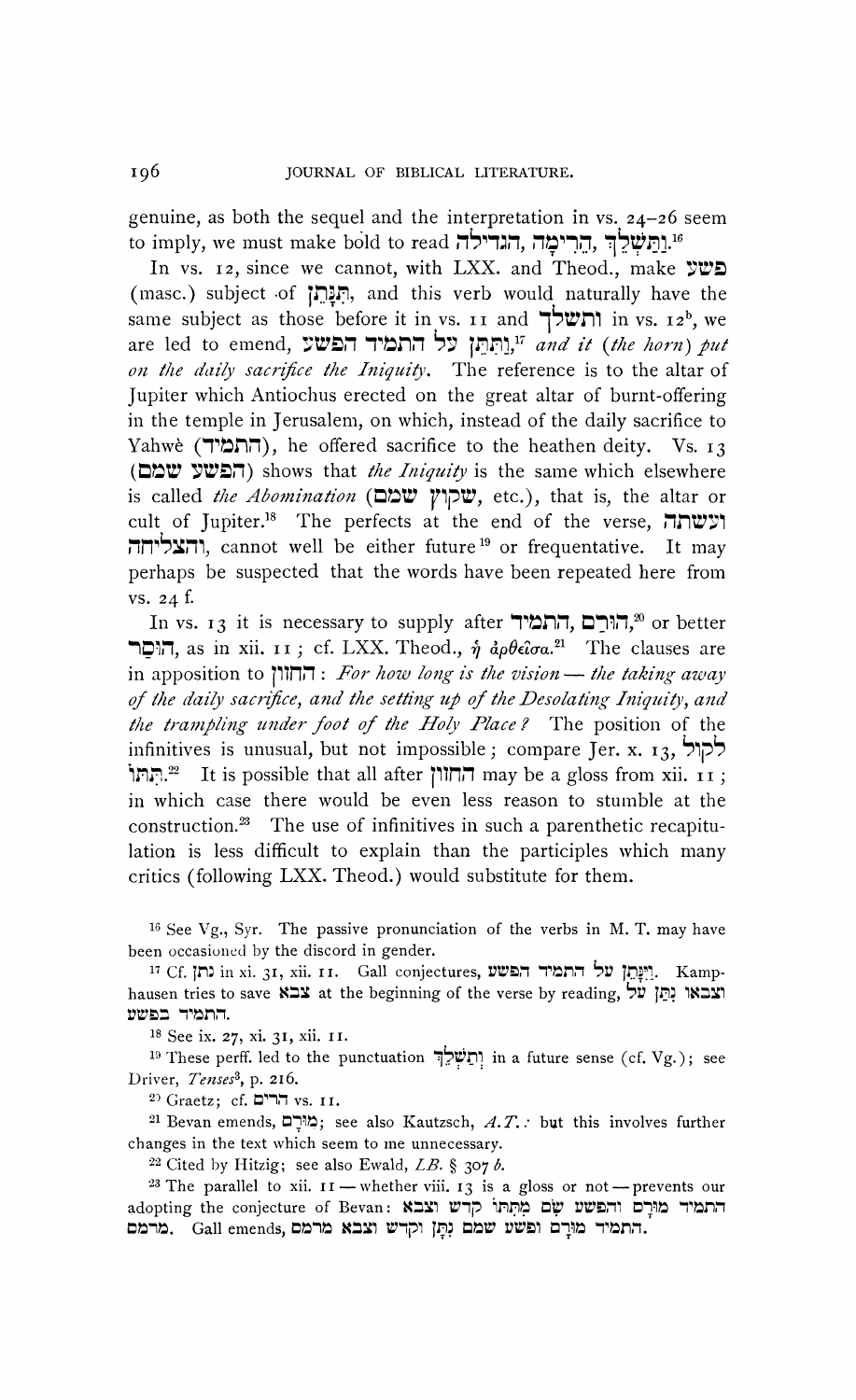genuine, as both the sequel and the interpretation in vs. 24–26 seem to imply, we must make bold to read הגדילה, הֵרִימָה, וַתַּשְׁלֵךְ.[16]

In vs. 12, since we cannot, with LXX. and Theod., make פשע (masc.) subject of תִּנָּתֵן, and this verb would naturally have the same subject as those before it in vs. 11 and ותשלך in vs. 12b, we are led to emend, וַתִּתֵּן על התמיד הפשע,[17] *and it (the horn) put on the daily sacrifice the Iniquity*. The reference is to the altar of Jupiter which Antiochus erected on the great altar of burnt-offering in the temple in Jerusalem, on which, instead of the daily sacrifice to Yahwè (התמיד), he offered sacrifice to the heathen deity. Vs. 13 (הפשע שמם) shows that *the Iniquity* is the same which elsewhere is called *the Abomination* (שקוץ שמם, etc.), that is, the altar or cult of Jupiter.[18] The perfects at the end of the verse, ועשתה והצליחה, cannot well be either future[19] or frequentative. It may perhaps be suspected that the words have been repeated here from vs. 24 f.

In vs. 13 it is necessary to supply after התמיד, הוּרַם,[20] or better הוּסַר, as in xii. 11; cf. LXX. Theod., ἡ ἀρθεῖσα.[21] The clauses are in apposition to החזון: *For how long is the vision — the taking away of the daily sacrifice, and the setting up of the Desolating Iniquity, and the trampling under foot of the Holy Place?* The position of the infinitives is unusual, but not impossible; compare Jer. x. 13, לקול תִּתּוֹ.[22] It is possible that all after החזון may be a gloss from xii. 11; in which case there would be even less reason to stumble at the construction.[23] The use of infinitives in such a parenthetic recapitulation is less difficult to explain than the participles which many critics (following LXX. Theod.) would substitute for them.

---

[16] See Vg., Syr. The passive pronunciation of the verbs in M. T. may have been occasioned by the discord in gender.

[17] Cf. נתן in xi. 31, xii. 11. Gall conjectures, וַיִּתֵּן על התמיד הפשע. Kamphausen tries to save צבא at the beginning of the verse by reading, וצבאו נִתַּן על התמיד בפשע.

[18] See ix. 27, xi. 31, xii. 11.

[19] These perff. led to the punctuation וְתַשְׁלֵךְ in a future sense (cf. Vg.); see Driver, *Tenses*[3], p. 216.

[20] Graetz; cf. הרים vs. 11.

[21] Bevan emends, מוּרָם; see also Kautzsch, *A.T.*: but this involves further changes in the text which seem to me unnecessary.

[22] Cited by Hitzig; see also Ewald, *LB.* § 307 *b*.

[23] The parallel to xii. 11 — whether viii. 13 is a gloss or not — prevents our adopting the conjecture of Bevan: התמיד מוּרָם והפשע שָׂם מְתַתּוֹ קדש וצבא מרמס. Gall emends, התמיד מוּרָם ופשע שמם נָתַן וקדש וצבא מרמס.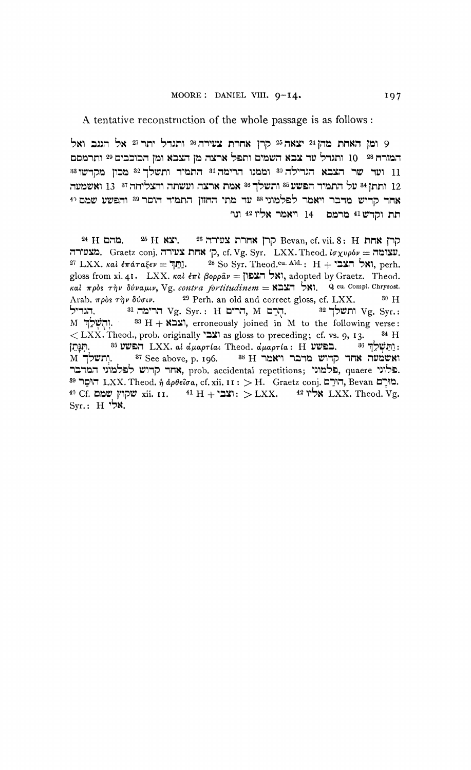A tentative reconstruction of the whole passage is as follows:

9 ומן האחת מהן[24] יצאה[25] קרן אחרת צעירה[26] ותגדל יתר[27] אל הנגב ואל המזרח[28] 10 ותגדל עד צבא השמים ותפל ארצה מן הצבא ומן הכוכבים[29] ותרמסם 11 ועד שר הצבא הגדילה[30] וממנו הרימה[31] התמיד ותשלך[32] מכון מקדשו[33] 12 ותתן[34] על התמיד הפשע[35] ותשלך[36] אמת ארצה ועשתה והצליחה[37] 13 ואשמעה אחד קדוש מדבר ויאמר לפלמוני[38] עד מתי החזון התמיד הוסר[39] והפשע שמם[40] תת וקדש[41] מרמס 14 ויאמר אליו[42] וגו׳

[24] H מהם. [25] H יצא. [26] קרן אחרת צעירה Bevan, cf. vii. 8: H קרן אחת מצעירה. Graetz conj. ק׳ אחת צעירה, cf. Vg. Syr. LXX. Theod. ἰσχυρόν = עצומה. [27] LXX. καὶ ἐπάταξεν = וַתַּךְ. [28] So Syr. Theod.$^{cu. Ald.}$: H + ואל הצבי, perh. gloss from xi. 41. LXX. καὶ ἐπὶ βορρᾶν = ואל הצפון, adopted by Graetz. Theod. καὶ πρὸς τὴν δύναμιν, Vg. *contra fortitudinem* = ואל הצבא. Q cu. Compl. Chrysost. Arab. πρὸς τὴν δύσιν. [29] Perh. an old and correct gloss, cf. LXX. [30] H הגדיל. [31] הרימה Vg. Syr.: H הרים, M הֻרַם. [32] ותשלך Vg. Syr.: M וְהֻשְׁלַךְ. [33] H + וצבא, erroneously joined in M to the following verse: < LXX. Theod., prob. originally וצבי as gloss to preceding; cf. vs. 9, 13. [34] H תִּנָּתֵן. [35] הפשע LXX. αἱ ἁμαρτίαι Theod. ἁμαρτία: H בפשע. [36] וַתַּשְׁלֵךְ: M ותשלך. [37] See above, p. 196. [38] H ואשמעה אחד קדוש מדבר ויאמר אחד קדוש לפלמוני המדבר, prob. accidental repetitions; פלמוני, quaere פלוני. [39] הוּסַר LXX. Theod. ἡ ἀρθεῖσα, cf. xii. 11: > H. Graetz conj. הוּרַם, Bevan מוּרָם. [40] Cf. שקוץ שמם xii. 11. [41] H + וצבי: > LXX. [42] אליו LXX. Theod. Vg. Syr.: H אלי.